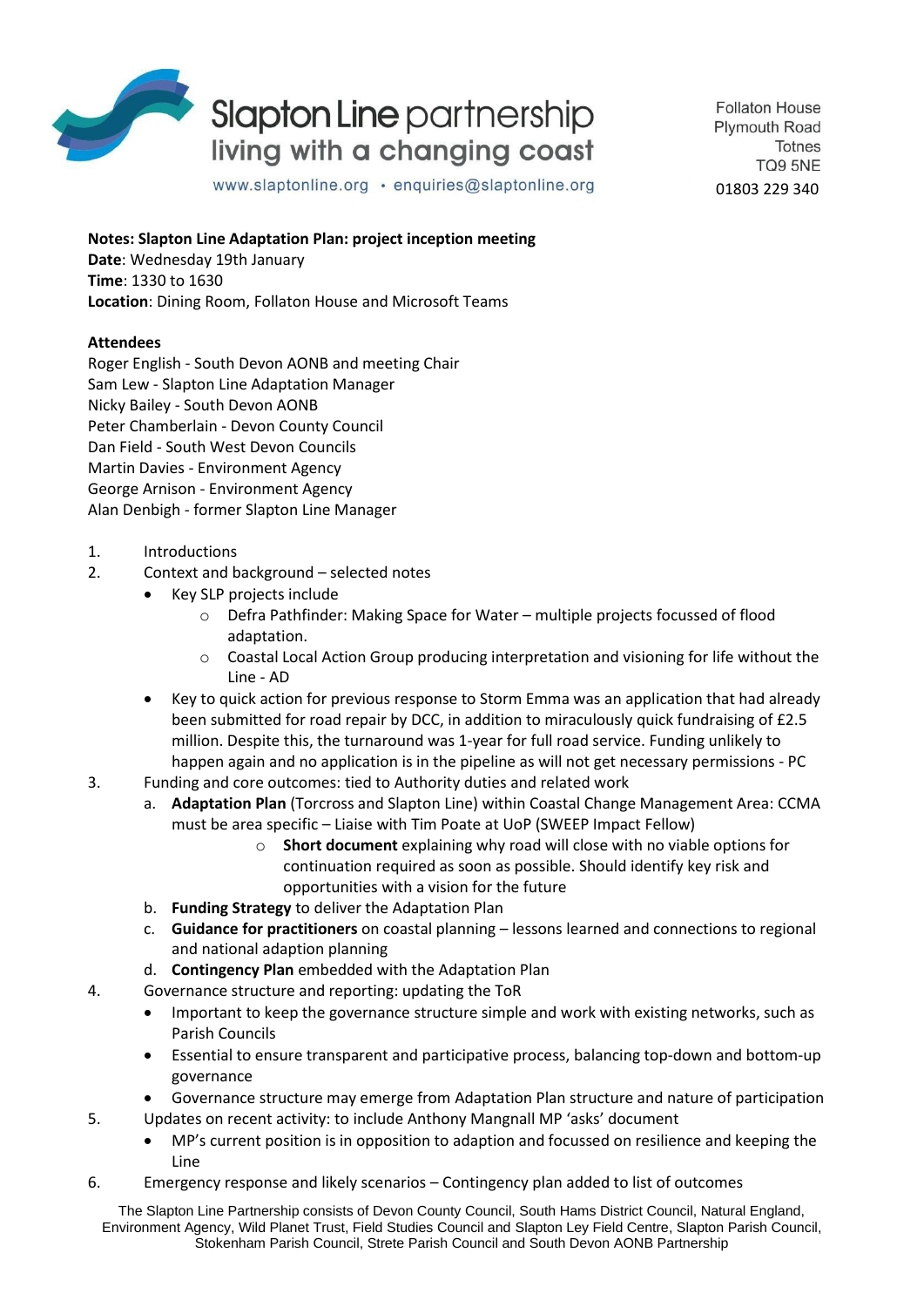Slapton Line partnership
living with a changing coast
www.slaptonline.org • enquiries@slaptonline.org

Follaton House
Plymouth Road
Totnes
TQ9 5NE
01803 229 340

**Notes: Slapton Line Adaptation Plan: project inception meeting**
**Date**: Wednesday 19th January
**Time**: 1330 to 1630
**Location**: Dining Room, Follaton House and Microsoft Teams

**Attendees**
Roger English - South Devon AONB and meeting Chair
Sam Lew - Slapton Line Adaptation Manager
Nicky Bailey - South Devon AONB
Peter Chamberlain - Devon County Council
Dan Field - South West Devon Councils
Martin Davies - Environment Agency
George Arnison - Environment Agency
Alan Denbigh - former Slapton Line Manager

1. Introductions
2. Context and background – selected notes
   - Key SLP projects include
     - Defra Pathfinder: Making Space for Water – multiple projects focussed of flood adaptation.
     - Coastal Local Action Group producing interpretation and visioning for life without the Line - AD
   - Key to quick action for previous response to Storm Emma was an application that had already been submitted for road repair by DCC, in addition to miraculously quick fundraising of £2.5 million. Despite this, the turnaround was 1-year for full road service. Funding unlikely to happen again and no application is in the pipeline as will not get necessary permissions - PC
3. Funding and core outcomes: tied to Authority duties and related work
   a. **Adaptation Plan** (Torcross and Slapton Line) within Coastal Change Management Area: CCMA must be area specific – Liaise with Tim Poate at UoP (SWEEP Impact Fellow)
      - **Short document** explaining why road will close with no viable options for continuation required as soon as possible. Should identify key risk and opportunities with a vision for the future
   b. **Funding Strategy** to deliver the Adaptation Plan
   c. **Guidance for practitioners** on coastal planning – lessons learned and connections to regional and national adaption planning
   d. **Contingency Plan** embedded with the Adaptation Plan
4. Governance structure and reporting: updating the ToR
   - Important to keep the governance structure simple and work with existing networks, such as Parish Councils
   - Essential to ensure transparent and participative process, balancing top-down and bottom-up governance
   - Governance structure may emerge from Adaptation Plan structure and nature of participation
5. Updates on recent activity: to include Anthony Mangnall MP 'asks' document
   - MP's current position is in opposition to adaption and focussed on resilience and keeping the Line
6. Emergency response and likely scenarios – Contingency plan added to list of outcomes

The Slapton Line Partnership consists of Devon County Council, South Hams District Council, Natural England, Environment Agency, Wild Planet Trust, Field Studies Council and Slapton Ley Field Centre, Slapton Parish Council, Stokenham Parish Council, Strete Parish Council and South Devon AONB Partnership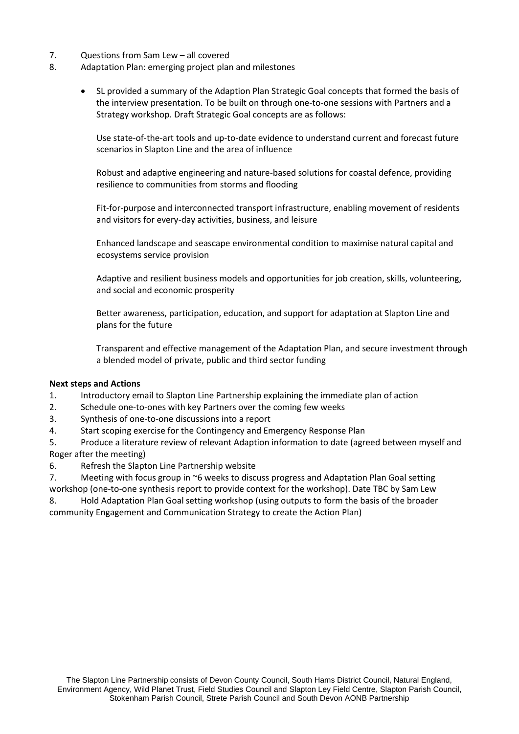7. Questions from Sam Lew – all covered
8. Adaptation Plan: emerging project plan and milestones

- SL provided a summary of the Adaption Plan Strategic Goal concepts that formed the basis of the interview presentation. To be built on through one-to-one sessions with Partners and a Strategy workshop. Draft Strategic Goal concepts are as follows:

  Use state-of-the-art tools and up-to-date evidence to understand current and forecast future scenarios in Slapton Line and the area of influence

  Robust and adaptive engineering and nature-based solutions for coastal defence, providing resilience to communities from storms and flooding

  Fit-for-purpose and interconnected transport infrastructure, enabling movement of residents and visitors for every-day activities, business, and leisure

  Enhanced landscape and seascape environmental condition to maximise natural capital and ecosystems service provision

  Adaptive and resilient business models and opportunities for job creation, skills, volunteering, and social and economic prosperity

  Better awareness, participation, education, and support for adaptation at Slapton Line and plans for the future

  Transparent and effective management of the Adaptation Plan, and secure investment through a blended model of private, public and third sector funding

**Next steps and Actions**

1. Introductory email to Slapton Line Partnership explaining the immediate plan of action
2. Schedule one-to-ones with key Partners over the coming few weeks
3. Synthesis of one-to-one discussions into a report
4. Start scoping exercise for the Contingency and Emergency Response Plan
5. Produce a literature review of relevant Adaption information to date (agreed between myself and Roger after the meeting)
6. Refresh the Slapton Line Partnership website
7. Meeting with focus group in ~6 weeks to discuss progress and Adaptation Plan Goal setting workshop (one-to-one synthesis report to provide context for the workshop). Date TBC by Sam Lew
8. Hold Adaptation Plan Goal setting workshop (using outputs to form the basis of the broader community Engagement and Communication Strategy to create the Action Plan)

The Slapton Line Partnership consists of Devon County Council, South Hams District Council, Natural England, Environment Agency, Wild Planet Trust, Field Studies Council and Slapton Ley Field Centre, Slapton Parish Council, Stokenham Parish Council, Strete Parish Council and South Devon AONB Partnership